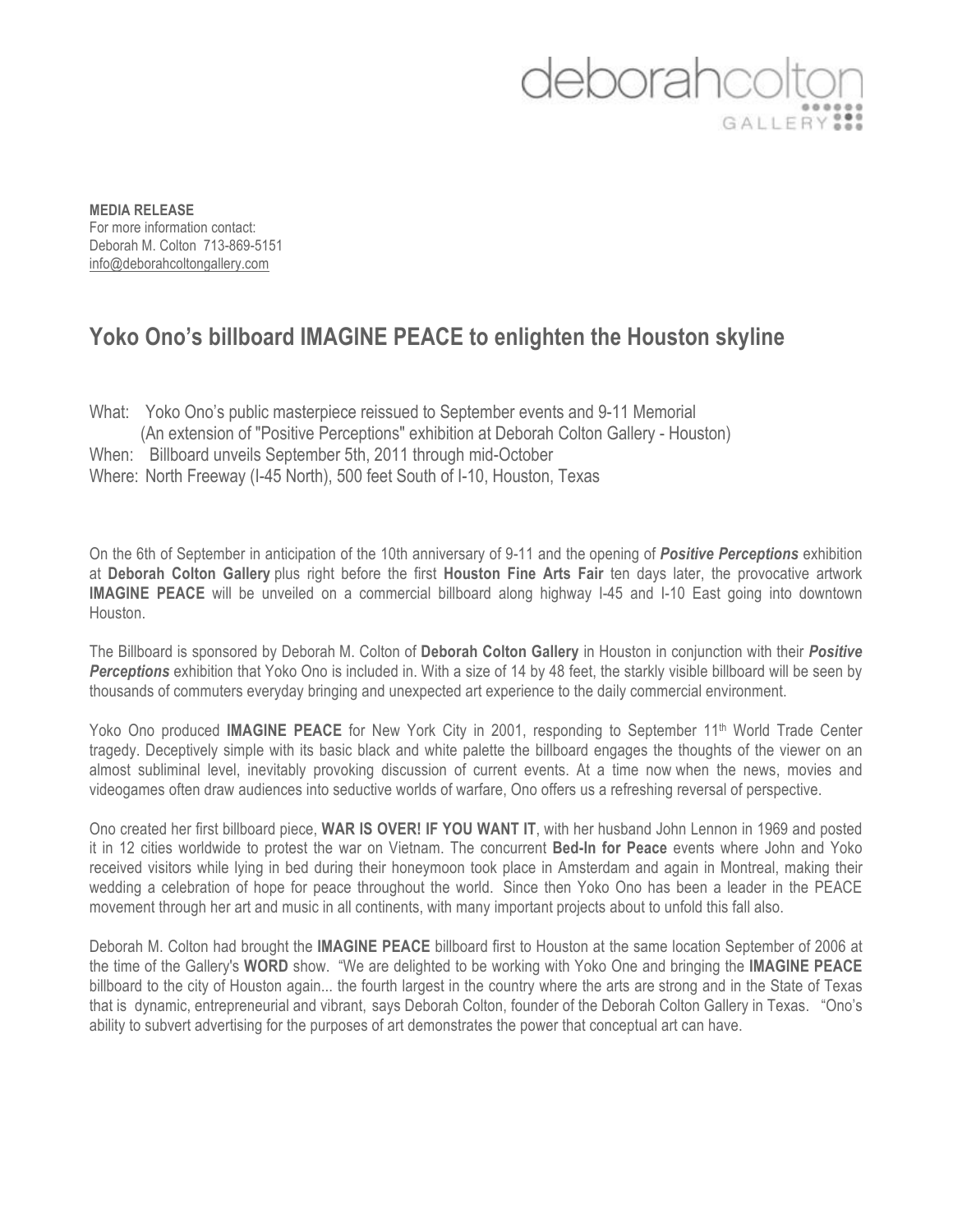deborahcolton GALLERY

**MEDIA RELEASE**
For more information contact:
Deborah M. Colton 713-869-5151
info@deborahcoltongallery.com

# Yoko Ono's billboard IMAGINE PEACE to enlighten the Houston skyline

What: Yoko Ono's public masterpiece reissued to September events and 9-11 Memorial
(An extension of "Positive Perceptions" exhibition at Deborah Colton Gallery - Houston)
When: Billboard unveils September 5th, 2011 through mid-October
Where: North Freeway (I-45 North), 500 feet South of I-10, Houston, Texas

On the 6th of September in anticipation of the 10th anniversary of 9-11 and the opening of ***Positive Perceptions*** exhibition at **Deborah Colton Gallery** plus right before the first **Houston Fine Arts Fair** ten days later, the provocative artwork **IMAGINE PEACE** will be unveiled on a commercial billboard along highway I-45 and I-10 East going into downtown Houston.

The Billboard is sponsored by Deborah M. Colton of **Deborah Colton Gallery** in Houston in conjunction with their ***Positive Perceptions*** exhibition that Yoko Ono is included in. With a size of 14 by 48 feet, the starkly visible billboard will be seen by thousands of commuters everyday bringing and unexpected art experience to the daily commercial environment.

Yoko Ono produced **IMAGINE PEACE** for New York City in 2001, responding to September 11th World Trade Center tragedy. Deceptively simple with its basic black and white palette the billboard engages the thoughts of the viewer on an almost subliminal level, inevitably provoking discussion of current events. At a time now when the news, movies and videogames often draw audiences into seductive worlds of warfare, Ono offers us a refreshing reversal of perspective.

Ono created her first billboard piece, **WAR IS OVER! IF YOU WANT IT**, with her husband John Lennon in 1969 and posted it in 12 cities worldwide to protest the war on Vietnam. The concurrent **Bed-In for Peace** events where John and Yoko received visitors while lying in bed during their honeymoon took place in Amsterdam and again in Montreal, making their wedding a celebration of hope for peace throughout the world. Since then Yoko Ono has been a leader in the PEACE movement through her art and music in all continents, with many important projects about to unfold this fall also.

Deborah M. Colton had brought the **IMAGINE PEACE** billboard first to Houston at the same location September of 2006 at the time of the Gallery's **WORD** show. "We are delighted to be working with Yoko One and bringing the **IMAGINE PEACE** billboard to the city of Houston again... the fourth largest in the country where the arts are strong and in the State of Texas that is dynamic, entrepreneurial and vibrant, says Deborah Colton, founder of the Deborah Colton Gallery in Texas. "Ono's ability to subvert advertising for the purposes of art demonstrates the power that conceptual art can have.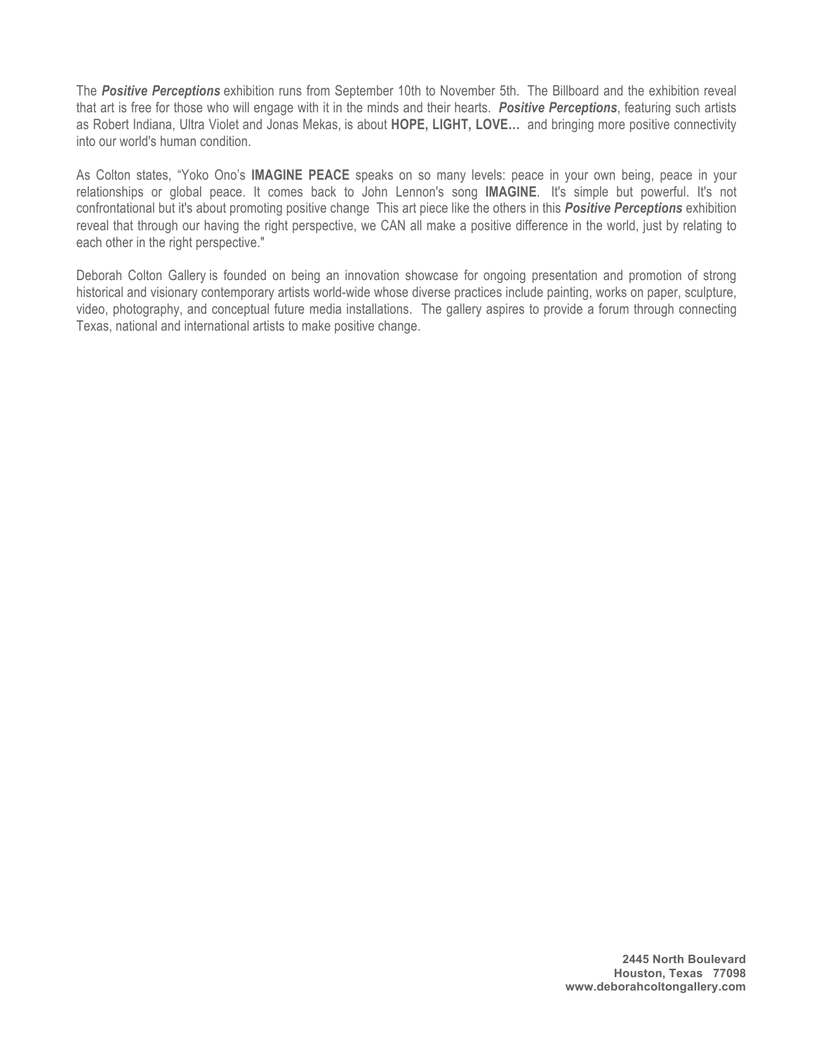The ***Positive Perceptions*** exhibition runs from September 10th to November 5th. The Billboard and the exhibition reveal that art is free for those who will engage with it in the minds and their hearts. ***Positive Perceptions***, featuring such artists as Robert Indiana, Ultra Violet and Jonas Mekas, is about **HOPE, LIGHT, LOVE…** and bringing more positive connectivity into our world's human condition.

As Colton states, "Yoko Ono's **IMAGINE PEACE** speaks on so many levels: peace in your own being, peace in your relationships or global peace. It comes back to John Lennon's song **IMAGINE**. It's simple but powerful. It's not confrontational but it's about promoting positive change This art piece like the others in this ***Positive Perceptions*** exhibition reveal that through our having the right perspective, we CAN all make a positive difference in the world, just by relating to each other in the right perspective."

Deborah Colton Gallery is founded on being an innovation showcase for ongoing presentation and promotion of strong historical and visionary contemporary artists world-wide whose diverse practices include painting, works on paper, sculpture, video, photography, and conceptual future media installations. The gallery aspires to provide a forum through connecting Texas, national and international artists to make positive change.

**2445 North Boulevard**
**Houston, Texas 77098**
**www.deborahcoltongallery.com**